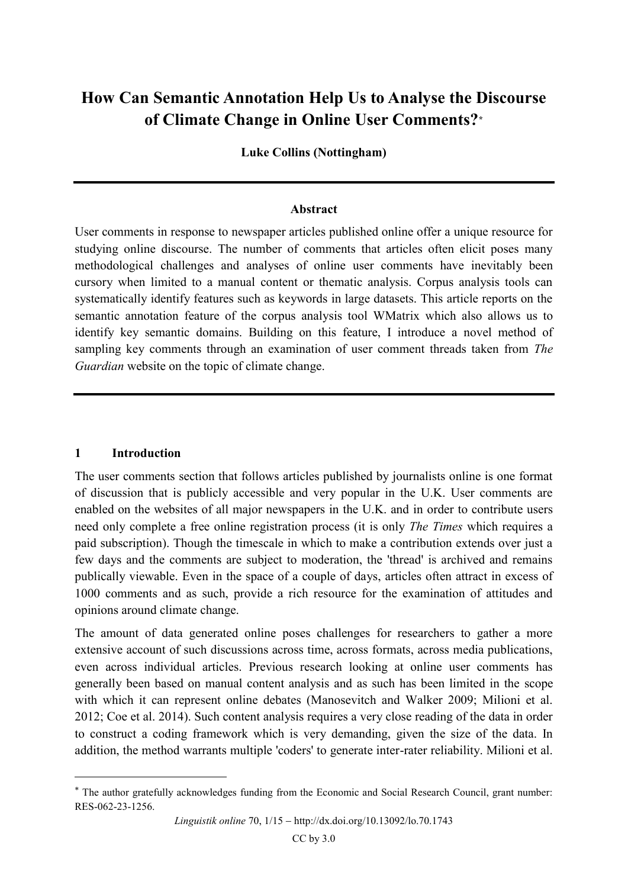# How Can Semantic Annotation Help Us to Analyse the Discourse of Climate Change in Online User Comments?[*]

**Luke Collins (Nottingham)**

### Abstract

User comments in response to newspaper articles published online offer a unique resource for studying online discourse. The number of comments that articles often elicit poses many methodological challenges and analyses of online user comments have inevitably been cursory when limited to a manual content or thematic analysis. Corpus analysis tools can systematically identify features such as keywords in large datasets. This article reports on the semantic annotation feature of the corpus analysis tool WMatrix which also allows us to identify key semantic domains. Building on this feature, I introduce a novel method of sampling key comments through an examination of user comment threads taken from *The Guardian* website on the topic of climate change.

## 1 Introduction

The user comments section that follows articles published by journalists online is one format of discussion that is publicly accessible and very popular in the U.K. User comments are enabled on the websites of all major newspapers in the U.K. and in order to contribute users need only complete a free online registration process (it is only *The Times* which requires a paid subscription). Though the timescale in which to make a contribution extends over just a few days and the comments are subject to moderation, the 'thread' is archived and remains publically viewable. Even in the space of a couple of days, articles often attract in excess of 1000 comments and as such, provide a rich resource for the examination of attitudes and opinions around climate change.

The amount of data generated online poses challenges for researchers to gather a more extensive account of such discussions across time, across formats, across media publications, even across individual articles. Previous research looking at online user comments has generally been based on manual content analysis and as such has been limited in the scope with which it can represent online debates (Manosevitch and Walker 2009; Milioni et al. 2012; Coe et al. 2014). Such content analysis requires a very close reading of the data in order to construct a coding framework which is very demanding, given the size of the data. In addition, the method warrants multiple 'coders' to generate inter-rater reliability. Milioni et al.

---

[*] The author gratefully acknowledges funding from the Economic and Social Research Council, grant number: RES-062-23-1256.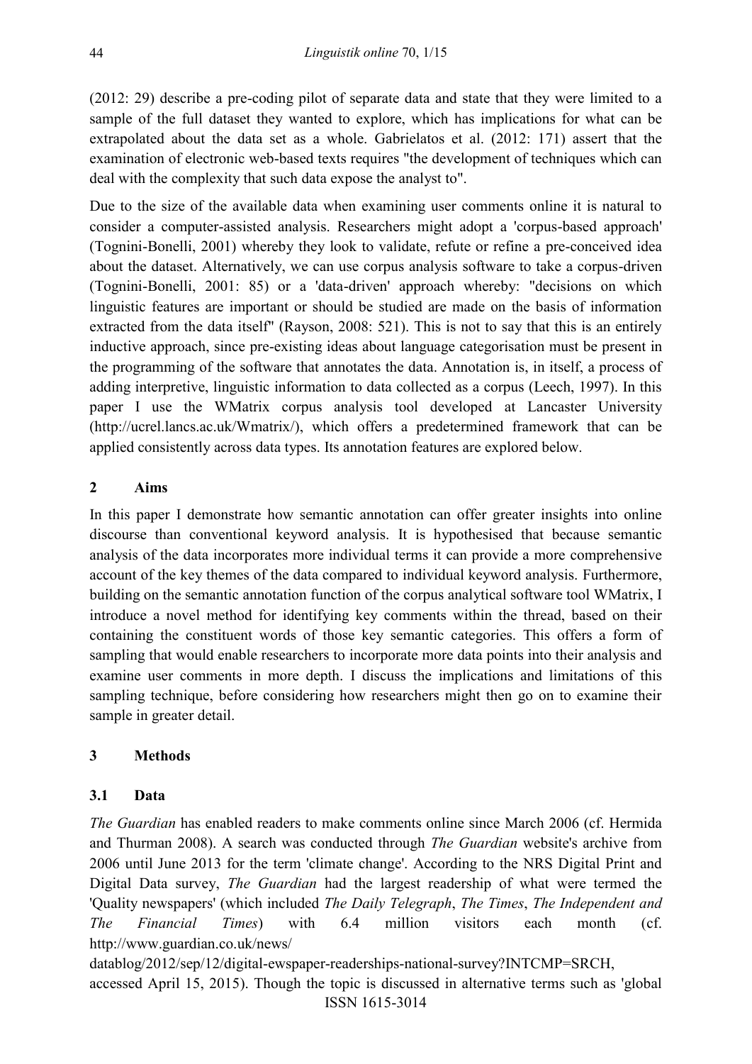(2012: 29) describe a pre-coding pilot of separate data and state that they were limited to a sample of the full dataset they wanted to explore, which has implications for what can be extrapolated about the data set as a whole. Gabrielatos et al. (2012: 171) assert that the examination of electronic web-based texts requires "the development of techniques which can deal with the complexity that such data expose the analyst to".

Due to the size of the available data when examining user comments online it is natural to consider a computer-assisted analysis. Researchers might adopt a 'corpus-based approach' (Tognini-Bonelli, 2001) whereby they look to validate, refute or refine a pre-conceived idea about the dataset. Alternatively, we can use corpus analysis software to take a corpus-driven (Tognini-Bonelli, 2001: 85) or a 'data-driven' approach whereby: "decisions on which linguistic features are important or should be studied are made on the basis of information extracted from the data itself" (Rayson, 2008: 521). This is not to say that this is an entirely inductive approach, since pre-existing ideas about language categorisation must be present in the programming of the software that annotates the data. Annotation is, in itself, a process of adding interpretive, linguistic information to data collected as a corpus (Leech, 1997). In this paper I use the WMatrix corpus analysis tool developed at Lancaster University (http://ucrel.lancs.ac.uk/Wmatrix/), which offers a predetermined framework that can be applied consistently across data types. Its annotation features are explored below.

## 2 Aims

In this paper I demonstrate how semantic annotation can offer greater insights into online discourse than conventional keyword analysis. It is hypothesised that because semantic analysis of the data incorporates more individual terms it can provide a more comprehensive account of the key themes of the data compared to individual keyword analysis. Furthermore, building on the semantic annotation function of the corpus analytical software tool WMatrix, I introduce a novel method for identifying key comments within the thread, based on their containing the constituent words of those key semantic categories. This offers a form of sampling that would enable researchers to incorporate more data points into their analysis and examine user comments in more depth. I discuss the implications and limitations of this sampling technique, before considering how researchers might then go on to examine their sample in greater detail.

## 3 Methods

### 3.1 Data

*The Guardian* has enabled readers to make comments online since March 2006 (cf. Hermida and Thurman 2008). A search was conducted through *The Guardian* website's archive from 2006 until June 2013 for the term 'climate change'. According to the NRS Digital Print and Digital Data survey, *The Guardian* had the largest readership of what were termed the 'Quality newspapers' (which included *The Daily Telegraph*, *The Times*, *The Independent and The Financial Times*) with 6.4 million visitors each month (cf. http://www.guardian.co.uk/news/datablog/2012/sep/12/digital-ewspaper-readerships-national-survey?INTCMP=SRCH, accessed April 15, 2015). Though the topic is discussed in alternative terms such as 'global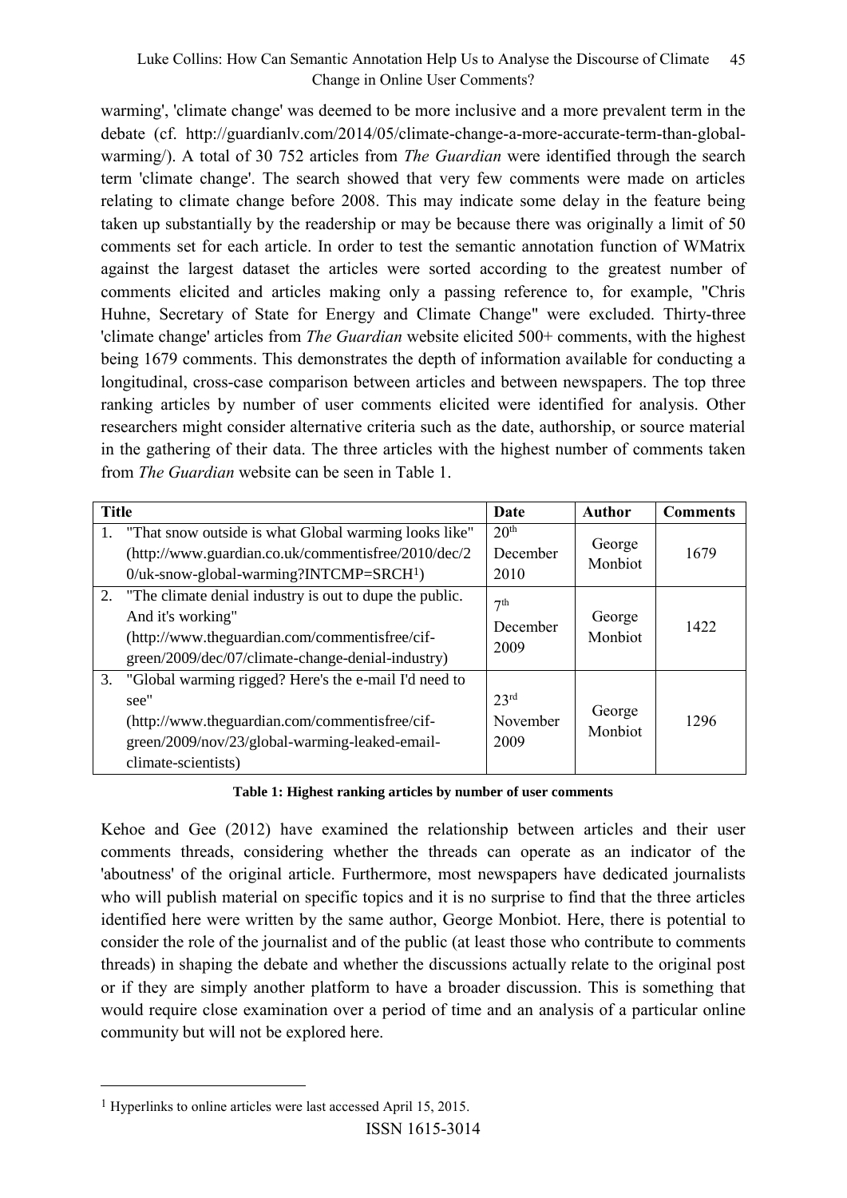warming', 'climate change' was deemed to be more inclusive and a more prevalent term in the debate (cf. http://guardianlv.com/2014/05/climate-change-a-more-accurate-term-than-global-warming/). A total of 30 752 articles from *The Guardian* were identified through the search term 'climate change'. The search showed that very few comments were made on articles relating to climate change before 2008. This may indicate some delay in the feature being taken up substantially by the readership or may be because there was originally a limit of 50 comments set for each article. In order to test the semantic annotation function of WMatrix against the largest dataset the articles were sorted according to the greatest number of comments elicited and articles making only a passing reference to, for example, "Chris Huhne, Secretary of State for Energy and Climate Change" were excluded. Thirty-three 'climate change' articles from *The Guardian* website elicited 500+ comments, with the highest being 1679 comments. This demonstrates the depth of information available for conducting a longitudinal, cross-case comparison between articles and between newspapers. The top three ranking articles by number of user comments elicited were identified for analysis. Other researchers might consider alternative criteria such as the date, authorship, or source material in the gathering of their data. The three articles with the highest number of comments taken from *The Guardian* website can be seen in Table 1.

| Title | Date | Author | Comments |
|---|---|---|---|
| 1. "That snow outside is what Global warming looks like" (http://www.guardian.co.uk/commentisfree/2010/dec/20/uk-snow-global-warming?INTCMP=SRCH[1]) | 20th December 2010 | George Monbiot | 1679 |
| 2. "The climate denial industry is out to dupe the public. And it's working" (http://www.theguardian.com/commentisfree/cif-green/2009/dec/07/climate-change-denial-industry) | 7th December 2009 | George Monbiot | 1422 |
| 3. "Global warming rigged? Here's the e-mail I'd need to see" (http://www.theguardian.com/commentisfree/cif-green/2009/nov/23/global-warming-leaked-email-climate-scientists) | 23rd November 2009 | George Monbiot | 1296 |

**Table 1: Highest ranking articles by number of user comments**

Kehoe and Gee (2012) have examined the relationship between articles and their user comments threads, considering whether the threads can operate as an indicator of the 'aboutness' of the original article. Furthermore, most newspapers have dedicated journalists who will publish material on specific topics and it is no surprise to find that the three articles identified here were written by the same author, George Monbiot. Here, there is potential to consider the role of the journalist and of the public (at least those who contribute to comments threads) in shaping the debate and whether the discussions actually relate to the original post or if they are simply another platform to have a broader discussion. This is something that would require close examination over a period of time and an analysis of a particular online community but will not be explored here.

[1] Hyperlinks to online articles were last accessed April 15, 2015.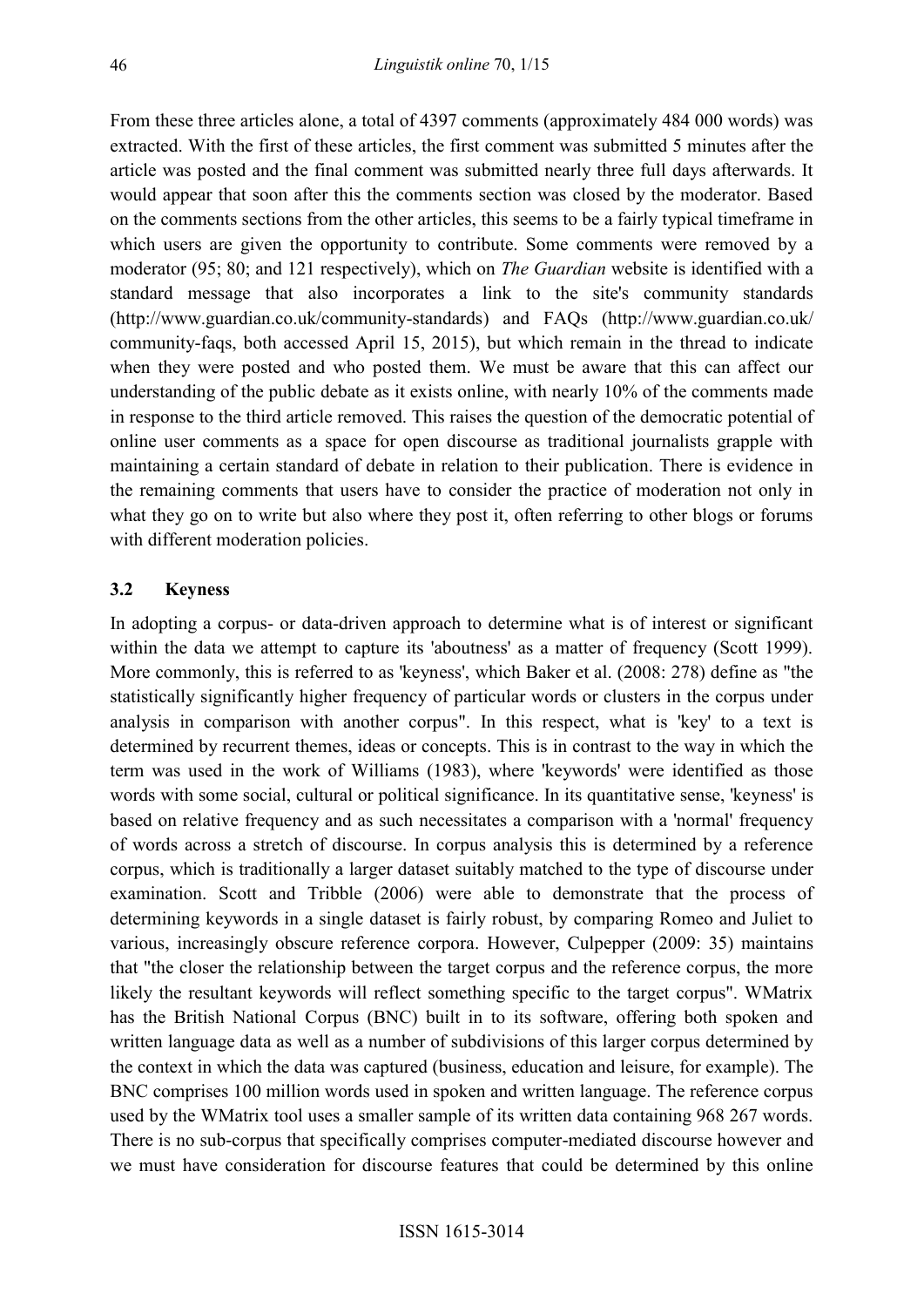From these three articles alone, a total of 4397 comments (approximately 484 000 words) was extracted. With the first of these articles, the first comment was submitted 5 minutes after the article was posted and the final comment was submitted nearly three full days afterwards. It would appear that soon after this the comments section was closed by the moderator. Based on the comments sections from the other articles, this seems to be a fairly typical timeframe in which users are given the opportunity to contribute. Some comments were removed by a moderator (95; 80; and 121 respectively), which on *The Guardian* website is identified with a standard message that also incorporates a link to the site's community standards (http://www.guardian.co.uk/community-standards) and FAQs (http://www.guardian.co.uk/community-faqs, both accessed April 15, 2015), but which remain in the thread to indicate when they were posted and who posted them. We must be aware that this can affect our understanding of the public debate as it exists online, with nearly 10% of the comments made in response to the third article removed. This raises the question of the democratic potential of online user comments as a space for open discourse as traditional journalists grapple with maintaining a certain standard of debate in relation to their publication. There is evidence in the remaining comments that users have to consider the practice of moderation not only in what they go on to write but also where they post it, often referring to other blogs or forums with different moderation policies.

### 3.2 Keyness

In adopting a corpus- or data-driven approach to determine what is of interest or significant within the data we attempt to capture its 'aboutness' as a matter of frequency (Scott 1999). More commonly, this is referred to as 'keyness', which Baker et al. (2008: 278) define as "the statistically significantly higher frequency of particular words or clusters in the corpus under analysis in comparison with another corpus". In this respect, what is 'key' to a text is determined by recurrent themes, ideas or concepts. This is in contrast to the way in which the term was used in the work of Williams (1983), where 'keywords' were identified as those words with some social, cultural or political significance. In its quantitative sense, 'keyness' is based on relative frequency and as such necessitates a comparison with a 'normal' frequency of words across a stretch of discourse. In corpus analysis this is determined by a reference corpus, which is traditionally a larger dataset suitably matched to the type of discourse under examination. Scott and Tribble (2006) were able to demonstrate that the process of determining keywords in a single dataset is fairly robust, by comparing Romeo and Juliet to various, increasingly obscure reference corpora. However, Culpepper (2009: 35) maintains that "the closer the relationship between the target corpus and the reference corpus, the more likely the resultant keywords will reflect something specific to the target corpus". WMatrix has the British National Corpus (BNC) built in to its software, offering both spoken and written language data as well as a number of subdivisions of this larger corpus determined by the context in which the data was captured (business, education and leisure, for example). The BNC comprises 100 million words used in spoken and written language. The reference corpus used by the WMatrix tool uses a smaller sample of its written data containing 968 267 words. There is no sub-corpus that specifically comprises computer-mediated discourse however and we must have consideration for discourse features that could be determined by this online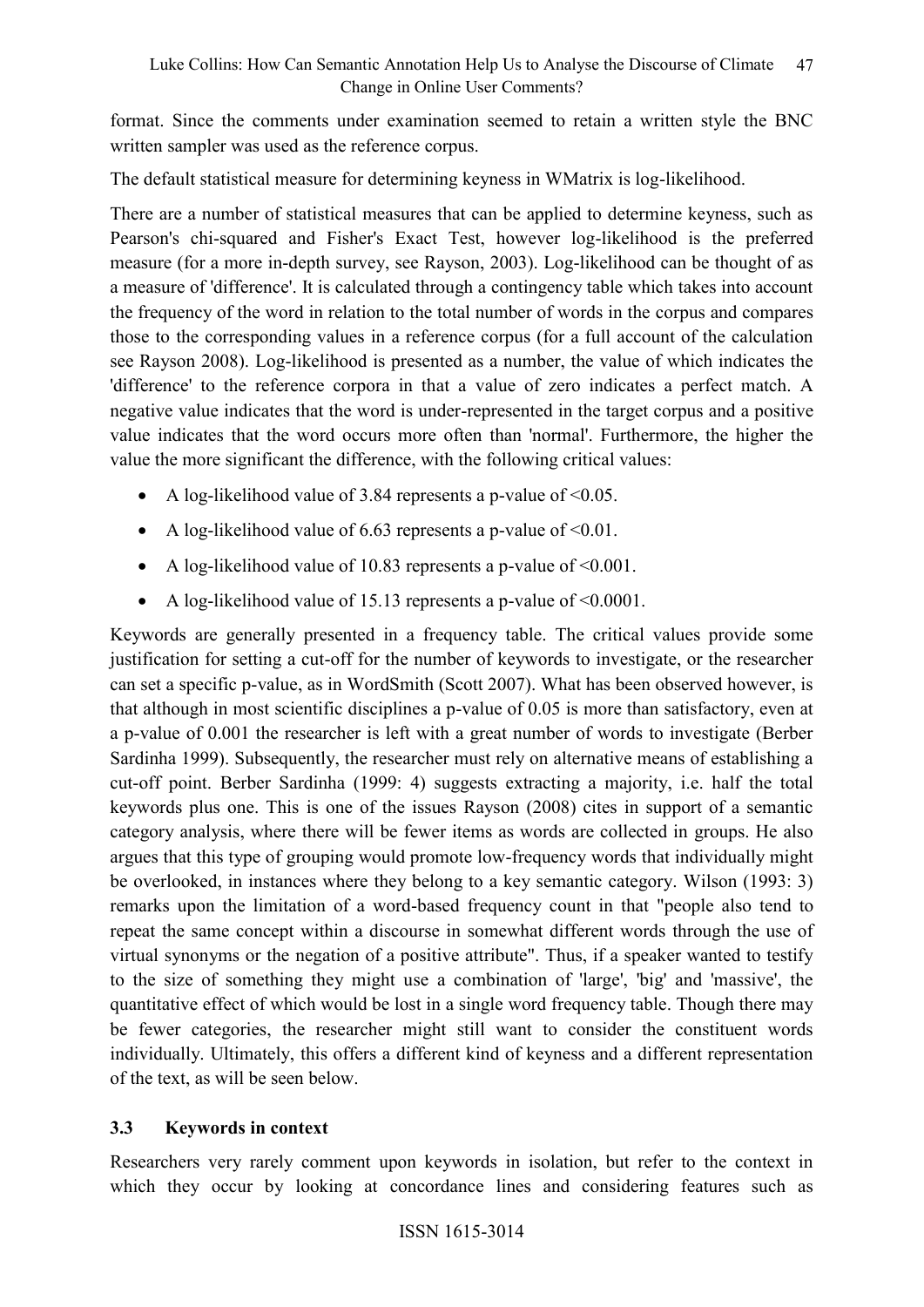format. Since the comments under examination seemed to retain a written style the BNC written sampler was used as the reference corpus.

The default statistical measure for determining keyness in WMatrix is log-likelihood.

There are a number of statistical measures that can be applied to determine keyness, such as Pearson's chi-squared and Fisher's Exact Test, however log-likelihood is the preferred measure (for a more in-depth survey, see Rayson, 2003). Log-likelihood can be thought of as a measure of 'difference'. It is calculated through a contingency table which takes into account the frequency of the word in relation to the total number of words in the corpus and compares those to the corresponding values in a reference corpus (for a full account of the calculation see Rayson 2008). Log-likelihood is presented as a number, the value of which indicates the 'difference' to the reference corpora in that a value of zero indicates a perfect match. A negative value indicates that the word is under-represented in the target corpus and a positive value indicates that the word occurs more often than 'normal'. Furthermore, the higher the value the more significant the difference, with the following critical values:

- A log-likelihood value of 3.84 represents a p-value of <0.05.
- A log-likelihood value of 6.63 represents a p-value of <0.01.
- A log-likelihood value of 10.83 represents a p-value of <0.001.
- A log-likelihood value of 15.13 represents a p-value of <0.0001.

Keywords are generally presented in a frequency table. The critical values provide some justification for setting a cut-off for the number of keywords to investigate, or the researcher can set a specific p-value, as in WordSmith (Scott 2007). What has been observed however, is that although in most scientific disciplines a p-value of 0.05 is more than satisfactory, even at a p-value of 0.001 the researcher is left with a great number of words to investigate (Berber Sardinha 1999). Subsequently, the researcher must rely on alternative means of establishing a cut-off point. Berber Sardinha (1999: 4) suggests extracting a majority, i.e. half the total keywords plus one. This is one of the issues Rayson (2008) cites in support of a semantic category analysis, where there will be fewer items as words are collected in groups. He also argues that this type of grouping would promote low-frequency words that individually might be overlooked, in instances where they belong to a key semantic category. Wilson (1993: 3) remarks upon the limitation of a word-based frequency count in that "people also tend to repeat the same concept within a discourse in somewhat different words through the use of virtual synonyms or the negation of a positive attribute". Thus, if a speaker wanted to testify to the size of something they might use a combination of 'large', 'big' and 'massive', the quantitative effect of which would be lost in a single word frequency table. Though there may be fewer categories, the researcher might still want to consider the constituent words individually. Ultimately, this offers a different kind of keyness and a different representation of the text, as will be seen below.

### 3.3 Keywords in context

Researchers very rarely comment upon keywords in isolation, but refer to the context in which they occur by looking at concordance lines and considering features such as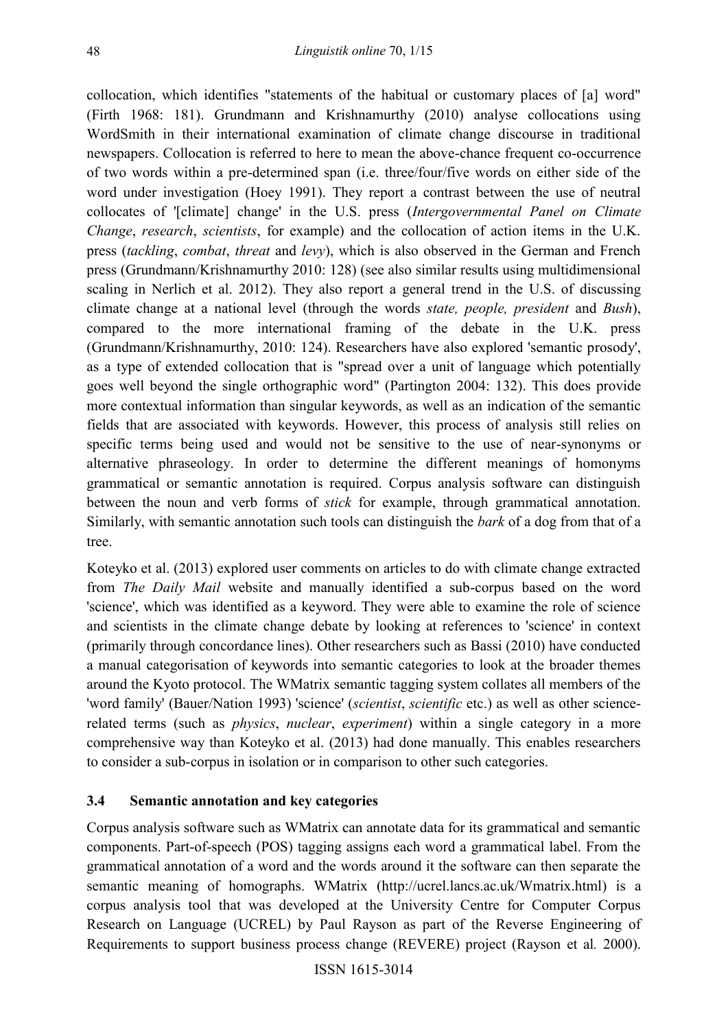collocation, which identifies "statements of the habitual or customary places of [a] word" (Firth 1968: 181). Grundmann and Krishnamurthy (2010) analyse collocations using WordSmith in their international examination of climate change discourse in traditional newspapers. Collocation is referred to here to mean the above-chance frequent co-occurrence of two words within a pre-determined span (i.e. three/four/five words on either side of the word under investigation (Hoey 1991). They report a contrast between the use of neutral collocates of '[climate] change' in the U.S. press (*Intergovernmental Panel on Climate Change*, *research*, *scientists*, for example) and the collocation of action items in the U.K. press (*tackling*, *combat*, *threat* and *levy*), which is also observed in the German and French press (Grundmann/Krishnamurthy 2010: 128) (see also similar results using multidimensional scaling in Nerlich et al. 2012). They also report a general trend in the U.S. of discussing climate change at a national level (through the words *state, people, president* and *Bush*), compared to the more international framing of the debate in the U.K. press (Grundmann/Krishnamurthy, 2010: 124). Researchers have also explored 'semantic prosody', as a type of extended collocation that is "spread over a unit of language which potentially goes well beyond the single orthographic word" (Partington 2004: 132). This does provide more contextual information than singular keywords, as well as an indication of the semantic fields that are associated with keywords. However, this process of analysis still relies on specific terms being used and would not be sensitive to the use of near-synonyms or alternative phraseology. In order to determine the different meanings of homonyms grammatical or semantic annotation is required. Corpus analysis software can distinguish between the noun and verb forms of *stick* for example, through grammatical annotation. Similarly, with semantic annotation such tools can distinguish the *bark* of a dog from that of a tree.

Koteyko et al. (2013) explored user comments on articles to do with climate change extracted from *The Daily Mail* website and manually identified a sub-corpus based on the word 'science', which was identified as a keyword. They were able to examine the role of science and scientists in the climate change debate by looking at references to 'science' in context (primarily through concordance lines). Other researchers such as Bassi (2010) have conducted a manual categorisation of keywords into semantic categories to look at the broader themes around the Kyoto protocol. The WMatrix semantic tagging system collates all members of the 'word family' (Bauer/Nation 1993) 'science' (*scientist*, *scientific* etc.) as well as other science-related terms (such as *physics*, *nuclear*, *experiment*) within a single category in a more comprehensive way than Koteyko et al. (2013) had done manually. This enables researchers to consider a sub-corpus in isolation or in comparison to other such categories.

### 3.4 Semantic annotation and key categories

Corpus analysis software such as WMatrix can annotate data for its grammatical and semantic components. Part-of-speech (POS) tagging assigns each word a grammatical label. From the grammatical annotation of a word and the words around it the software can then separate the semantic meaning of homographs. WMatrix (http://ucrel.lancs.ac.uk/Wmatrix.html) is a corpus analysis tool that was developed at the University Centre for Computer Corpus Research on Language (UCREL) by Paul Rayson as part of the Reverse Engineering of Requirements to support business process change (REVERE) project (Rayson et al. 2000).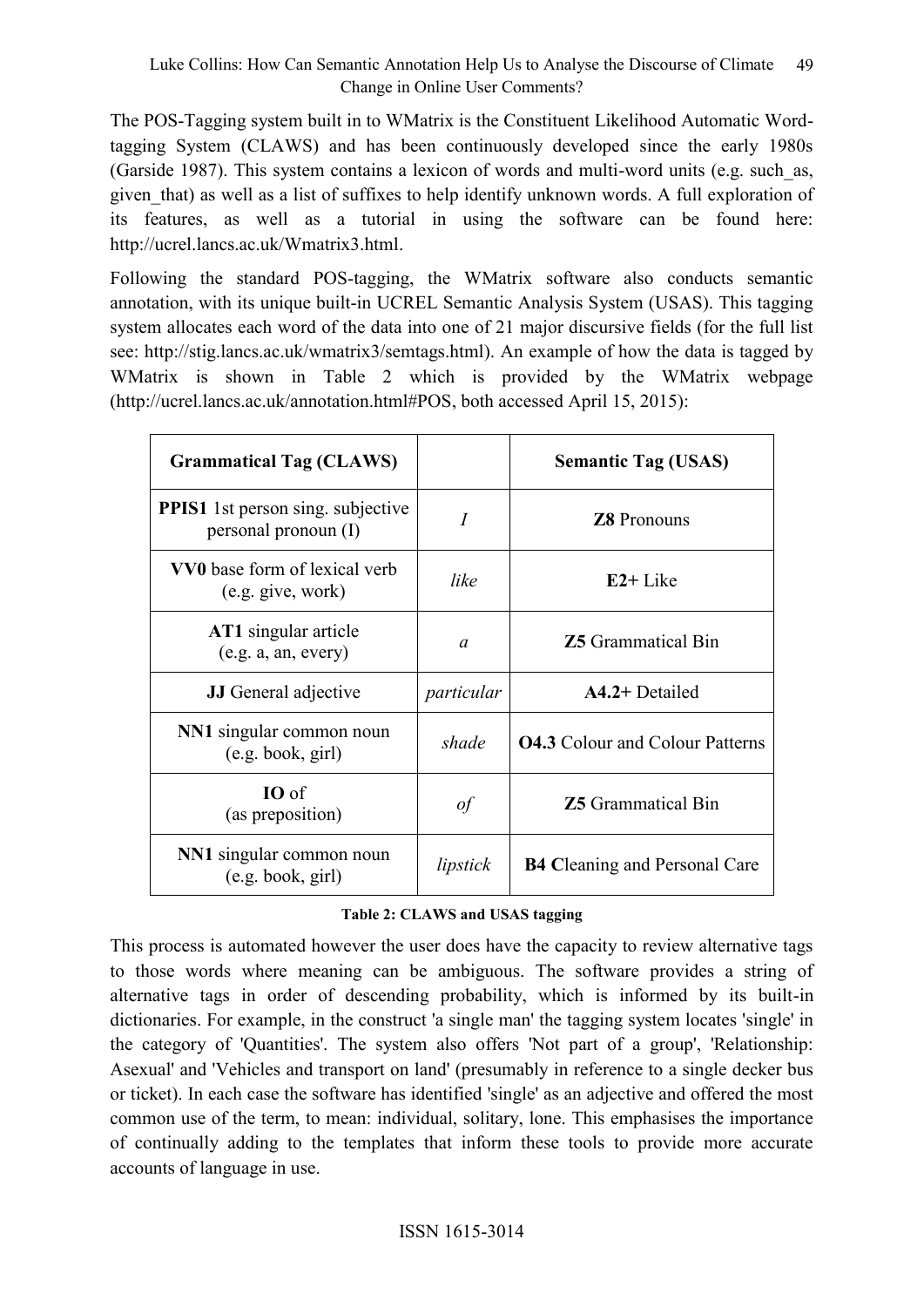The POS-Tagging system built in to WMatrix is the Constituent Likelihood Automatic Word-tagging System (CLAWS) and has been continuously developed since the early 1980s (Garside 1987). This system contains a lexicon of words and multi-word units (e.g. such_as, given_that) as well as a list of suffixes to help identify unknown words. A full exploration of its features, as well as a tutorial in using the software can be found here: http://ucrel.lancs.ac.uk/Wmatrix3.html.

Following the standard POS-tagging, the WMatrix software also conducts semantic annotation, with its unique built-in UCREL Semantic Analysis System (USAS). This tagging system allocates each word of the data into one of 21 major discursive fields (for the full list see: http://stig.lancs.ac.uk/wmatrix3/semtags.html). An example of how the data is tagged by WMatrix is shown in Table 2 which is provided by the WMatrix webpage (http://ucrel.lancs.ac.uk/annotation.html#POS, both accessed April 15, 2015):

| Grammatical Tag (CLAWS) | | Semantic Tag (USAS) |
|---|---|---|
| **PPIS1** 1st person sing. subjective personal pronoun (I) | *I* | **Z8** Pronouns |
| **VV0** base form of lexical verb (e.g. give, work) | *like* | **E2+** Like |
| **AT1** singular article (e.g. a, an, every) | *a* | **Z5** Grammatical Bin |
| **JJ** General adjective | *particular* | **A4.2+** Detailed |
| **NN1** singular common noun (e.g. book, girl) | *shade* | **O4.3** Colour and Colour Patterns |
| **IO** of (as preposition) | *of* | **Z5** Grammatical Bin |
| **NN1** singular common noun (e.g. book, girl) | *lipstick* | **B4 C**leaning and Personal Care |

**Table 2: CLAWS and USAS tagging**

This process is automated however the user does have the capacity to review alternative tags to those words where meaning can be ambiguous. The software provides a string of alternative tags in order of descending probability, which is informed by its built-in dictionaries. For example, in the construct 'a single man' the tagging system locates 'single' in the category of 'Quantities'. The system also offers 'Not part of a group', 'Relationship: Asexual' and 'Vehicles and transport on land' (presumably in reference to a single decker bus or ticket). In each case the software has identified 'single' as an adjective and offered the most common use of the term, to mean: individual, solitary, lone. This emphasises the importance of continually adding to the templates that inform these tools to provide more accurate accounts of language in use.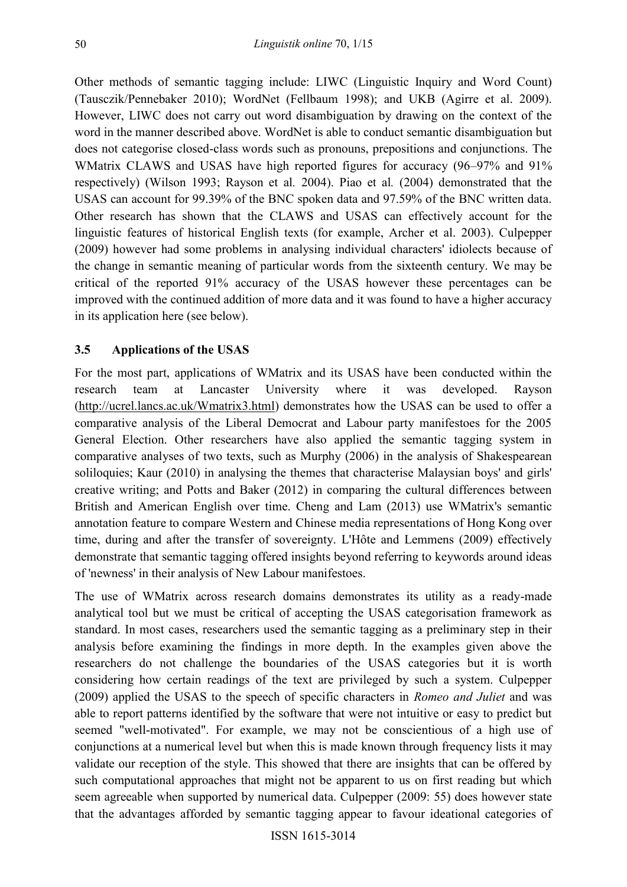Other methods of semantic tagging include: LIWC (Linguistic Inquiry and Word Count) (Tausczik/Pennebaker 2010); WordNet (Fellbaum 1998); and UKB (Agirre et al. 2009). However, LIWC does not carry out word disambiguation by drawing on the context of the word in the manner described above. WordNet is able to conduct semantic disambiguation but does not categorise closed-class words such as pronouns, prepositions and conjunctions. The WMatrix CLAWS and USAS have high reported figures for accuracy (96–97% and 91% respectively) (Wilson 1993; Rayson et al*.* 2004). Piao et al*.* (2004) demonstrated that the USAS can account for 99.39% of the BNC spoken data and 97.59% of the BNC written data. Other research has shown that the CLAWS and USAS can effectively account for the linguistic features of historical English texts (for example, Archer et al. 2003). Culpepper (2009) however had some problems in analysing individual characters' idiolects because of the change in semantic meaning of particular words from the sixteenth century. We may be critical of the reported 91% accuracy of the USAS however these percentages can be improved with the continued addition of more data and it was found to have a higher accuracy in its application here (see below).

### 3.5 Applications of the USAS

For the most part, applications of WMatrix and its USAS have been conducted within the research team at Lancaster University where it was developed. Rayson (http://ucrel.lancs.ac.uk/Wmatrix3.html) demonstrates how the USAS can be used to offer a comparative analysis of the Liberal Democrat and Labour party manifestoes for the 2005 General Election. Other researchers have also applied the semantic tagging system in comparative analyses of two texts, such as Murphy (2006) in the analysis of Shakespearean soliloquies; Kaur (2010) in analysing the themes that characterise Malaysian boys' and girls' creative writing; and Potts and Baker (2012) in comparing the cultural differences between British and American English over time. Cheng and Lam (2013) use WMatrix's semantic annotation feature to compare Western and Chinese media representations of Hong Kong over time, during and after the transfer of sovereignty. L'Hôte and Lemmens (2009) effectively demonstrate that semantic tagging offered insights beyond referring to keywords around ideas of 'newness' in their analysis of New Labour manifestoes.

The use of WMatrix across research domains demonstrates its utility as a ready-made analytical tool but we must be critical of accepting the USAS categorisation framework as standard. In most cases, researchers used the semantic tagging as a preliminary step in their analysis before examining the findings in more depth. In the examples given above the researchers do not challenge the boundaries of the USAS categories but it is worth considering how certain readings of the text are privileged by such a system. Culpepper (2009) applied the USAS to the speech of specific characters in *Romeo and Juliet* and was able to report patterns identified by the software that were not intuitive or easy to predict but seemed "well-motivated". For example, we may not be conscientious of a high use of conjunctions at a numerical level but when this is made known through frequency lists it may validate our reception of the style. This showed that there are insights that can be offered by such computational approaches that might not be apparent to us on first reading but which seem agreeable when supported by numerical data. Culpepper (2009: 55) does however state that the advantages afforded by semantic tagging appear to favour ideational categories of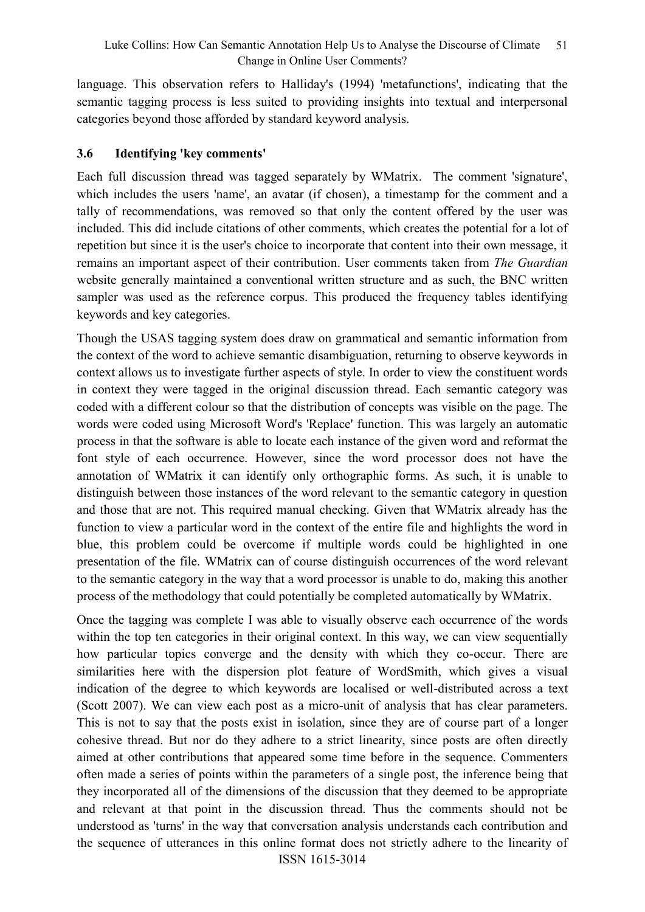language. This observation refers to Halliday's (1994) 'metafunctions', indicating that the semantic tagging process is less suited to providing insights into textual and interpersonal categories beyond those afforded by standard keyword analysis.

### 3.6 Identifying 'key comments'

Each full discussion thread was tagged separately by WMatrix. The comment 'signature', which includes the users 'name', an avatar (if chosen), a timestamp for the comment and a tally of recommendations, was removed so that only the content offered by the user was included. This did include citations of other comments, which creates the potential for a lot of repetition but since it is the user's choice to incorporate that content into their own message, it remains an important aspect of their contribution. User comments taken from *The Guardian* website generally maintained a conventional written structure and as such, the BNC written sampler was used as the reference corpus. This produced the frequency tables identifying keywords and key categories.

Though the USAS tagging system does draw on grammatical and semantic information from the context of the word to achieve semantic disambiguation, returning to observe keywords in context allows us to investigate further aspects of style. In order to view the constituent words in context they were tagged in the original discussion thread. Each semantic category was coded with a different colour so that the distribution of concepts was visible on the page. The words were coded using Microsoft Word's 'Replace' function. This was largely an automatic process in that the software is able to locate each instance of the given word and reformat the font style of each occurrence. However, since the word processor does not have the annotation of WMatrix it can identify only orthographic forms. As such, it is unable to distinguish between those instances of the word relevant to the semantic category in question and those that are not. This required manual checking. Given that WMatrix already has the function to view a particular word in the context of the entire file and highlights the word in blue, this problem could be overcome if multiple words could be highlighted in one presentation of the file. WMatrix can of course distinguish occurrences of the word relevant to the semantic category in the way that a word processor is unable to do, making this another process of the methodology that could potentially be completed automatically by WMatrix.

Once the tagging was complete I was able to visually observe each occurrence of the words within the top ten categories in their original context. In this way, we can view sequentially how particular topics converge and the density with which they co-occur. There are similarities here with the dispersion plot feature of WordSmith, which gives a visual indication of the degree to which keywords are localised or well-distributed across a text (Scott 2007). We can view each post as a micro-unit of analysis that has clear parameters. This is not to say that the posts exist in isolation, since they are of course part of a longer cohesive thread. But nor do they adhere to a strict linearity, since posts are often directly aimed at other contributions that appeared some time before in the sequence. Commenters often made a series of points within the parameters of a single post, the inference being that they incorporated all of the dimensions of the discussion that they deemed to be appropriate and relevant at that point in the discussion thread. Thus the comments should not be understood as 'turns' in the way that conversation analysis understands each contribution and the sequence of utterances in this online format does not strictly adhere to the linearity of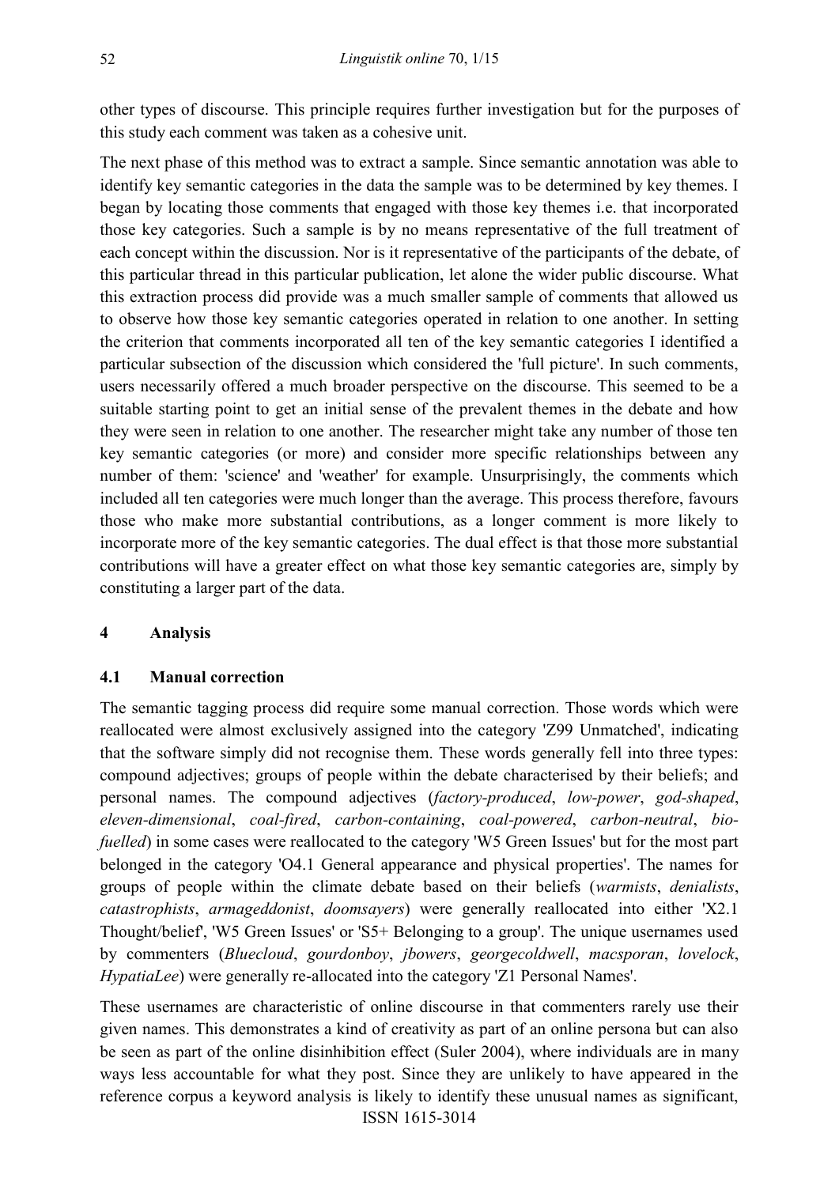other types of discourse. This principle requires further investigation but for the purposes of this study each comment was taken as a cohesive unit.

The next phase of this method was to extract a sample. Since semantic annotation was able to identify key semantic categories in the data the sample was to be determined by key themes. I began by locating those comments that engaged with those key themes i.e. that incorporated those key categories. Such a sample is by no means representative of the full treatment of each concept within the discussion. Nor is it representative of the participants of the debate, of this particular thread in this particular publication, let alone the wider public discourse. What this extraction process did provide was a much smaller sample of comments that allowed us to observe how those key semantic categories operated in relation to one another. In setting the criterion that comments incorporated all ten of the key semantic categories I identified a particular subsection of the discussion which considered the 'full picture'. In such comments, users necessarily offered a much broader perspective on the discourse. This seemed to be a suitable starting point to get an initial sense of the prevalent themes in the debate and how they were seen in relation to one another. The researcher might take any number of those ten key semantic categories (or more) and consider more specific relationships between any number of them: 'science' and 'weather' for example. Unsurprisingly, the comments which included all ten categories were much longer than the average. This process therefore, favours those who make more substantial contributions, as a longer comment is more likely to incorporate more of the key semantic categories. The dual effect is that those more substantial contributions will have a greater effect on what those key semantic categories are, simply by constituting a larger part of the data.

## 4 Analysis

### 4.1 Manual correction

The semantic tagging process did require some manual correction. Those words which were reallocated were almost exclusively assigned into the category 'Z99 Unmatched', indicating that the software simply did not recognise them. These words generally fell into three types: compound adjectives; groups of people within the debate characterised by their beliefs; and personal names. The compound adjectives (*factory-produced*, *low-power*, *god-shaped*, *eleven-dimensional*, *coal-fired*, *carbon-containing*, *coal-powered*, *carbon-neutral*, *bio-fuelled*) in some cases were reallocated to the category 'W5 Green Issues' but for the most part belonged in the category 'O4.1 General appearance and physical properties'. The names for groups of people within the climate debate based on their beliefs (*warmists*, *denialists*, *catastrophists*, *armageddonist*, *doomsayers*) were generally reallocated into either 'X2.1 Thought/belief', 'W5 Green Issues' or 'S5+ Belonging to a group'. The unique usernames used by commenters (*Bluecloud*, *gourdonboy*, *jbowers*, *georgecoldwell*, *macsporan*, *lovelock*, *HypatiaLee*) were generally re-allocated into the category 'Z1 Personal Names'.

These usernames are characteristic of online discourse in that commenters rarely use their given names. This demonstrates a kind of creativity as part of an online persona but can also be seen as part of the online disinhibition effect (Suler 2004), where individuals are in many ways less accountable for what they post. Since they are unlikely to have appeared in the reference corpus a keyword analysis is likely to identify these unusual names as significant,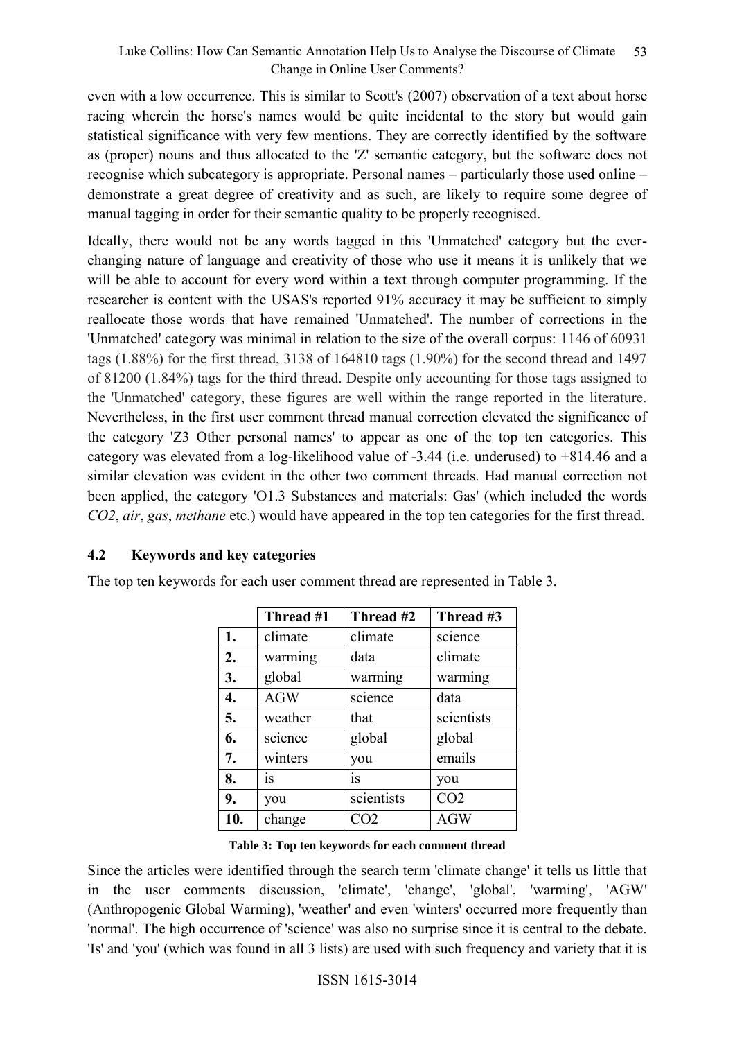even with a low occurrence. This is similar to Scott's (2007) observation of a text about horse racing wherein the horse's names would be quite incidental to the story but would gain statistical significance with very few mentions. They are correctly identified by the software as (proper) nouns and thus allocated to the 'Z' semantic category, but the software does not recognise which subcategory is appropriate. Personal names – particularly those used online – demonstrate a great degree of creativity and as such, are likely to require some degree of manual tagging in order for their semantic quality to be properly recognised.

Ideally, there would not be any words tagged in this 'Unmatched' category but the ever-changing nature of language and creativity of those who use it means it is unlikely that we will be able to account for every word within a text through computer programming. If the researcher is content with the USAS's reported 91% accuracy it may be sufficient to simply reallocate those words that have remained 'Unmatched'. The number of corrections in the 'Unmatched' category was minimal in relation to the size of the overall corpus: 1146 of 60931 tags (1.88%) for the first thread, 3138 of 164810 tags (1.90%) for the second thread and 1497 of 81200 (1.84%) tags for the third thread. Despite only accounting for those tags assigned to the 'Unmatched' category, these figures are well within the range reported in the literature. Nevertheless, in the first user comment thread manual correction elevated the significance of the category 'Z3 Other personal names' to appear as one of the top ten categories. This category was elevated from a log-likelihood value of -3.44 (i.e. underused) to +814.46 and a similar elevation was evident in the other two comment threads. Had manual correction not been applied, the category 'O1.3 Substances and materials: Gas' (which included the words *CO2*, *air*, *gas*, *methane* etc.) would have appeared in the top ten categories for the first thread.

## 4.2 Keywords and key categories

The top ten keywords for each user comment thread are represented in Table 3.

| | Thread #1 | Thread #2 | Thread #3 |
|---|---|---|---|
| **1.** | climate | climate | science |
| **2.** | warming | data | climate |
| **3.** | global | warming | warming |
| **4.** | AGW | science | data |
| **5.** | weather | that | scientists |
| **6.** | science | global | global |
| **7.** | winters | you | emails |
| **8.** | is | is | you |
| **9.** | you | scientists | CO2 |
| **10.** | change | CO2 | AGW |

**Table 3: Top ten keywords for each comment thread**

Since the articles were identified through the search term 'climate change' it tells us little that in the user comments discussion, 'climate', 'change', 'global', 'warming', 'AGW' (Anthropogenic Global Warming), 'weather' and even 'winters' occurred more frequently than 'normal'. The high occurrence of 'science' was also no surprise since it is central to the debate. 'Is' and 'you' (which was found in all 3 lists) are used with such frequency and variety that it is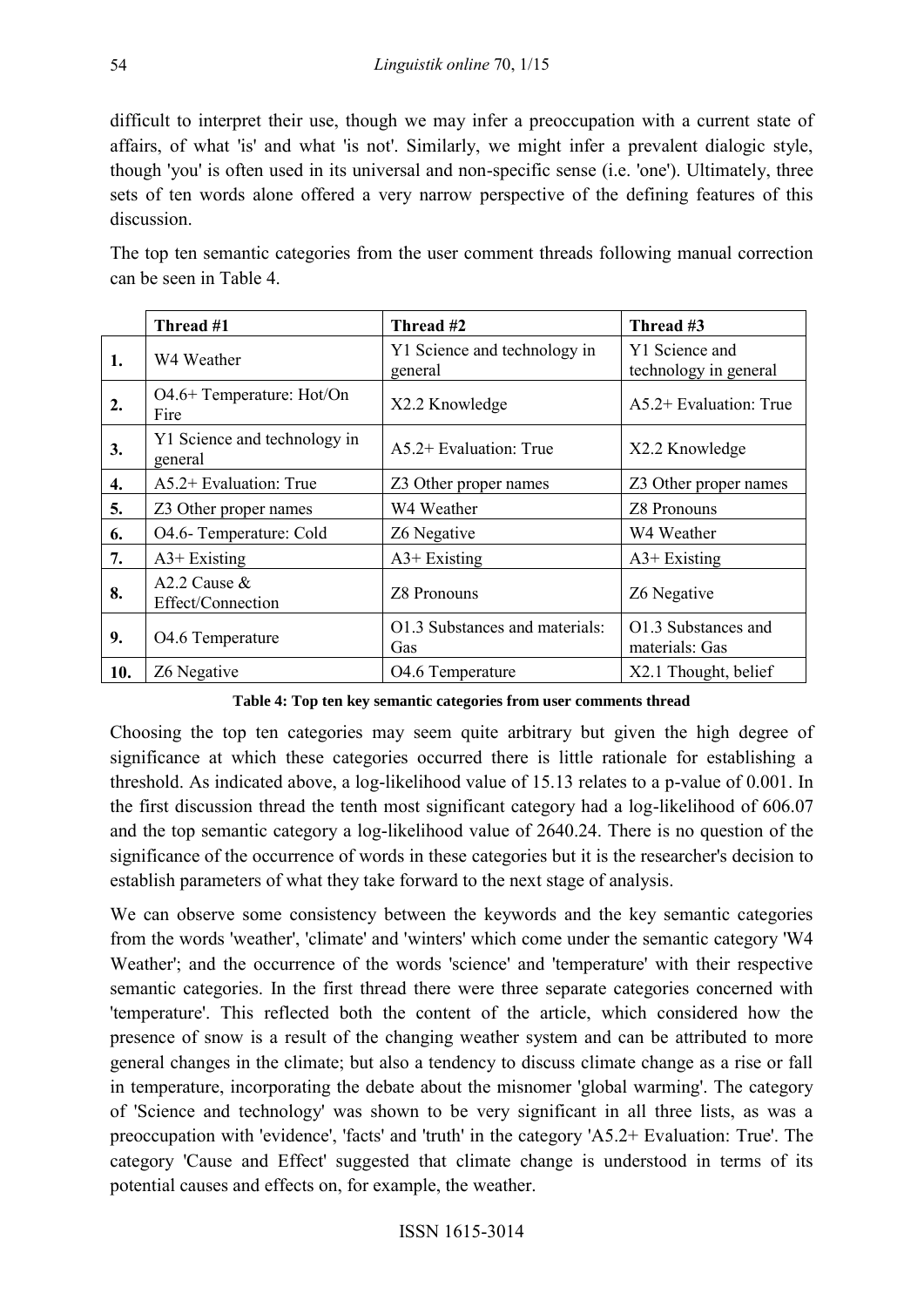difficult to interpret their use, though we may infer a preoccupation with a current state of affairs, of what 'is' and what 'is not'. Similarly, we might infer a prevalent dialogic style, though 'you' is often used in its universal and non-specific sense (i.e. 'one'). Ultimately, three sets of ten words alone offered a very narrow perspective of the defining features of this discussion.

The top ten semantic categories from the user comment threads following manual correction can be seen in Table 4.

| | Thread #1 | Thread #2 | Thread #3 |
|---|---|---|---|
| **1.** | W4 Weather | Y1 Science and technology in general | Y1 Science and technology in general |
| **2.** | O4.6+ Temperature: Hot/On Fire | X2.2 Knowledge | A5.2+ Evaluation: True |
| **3.** | Y1 Science and technology in general | A5.2+ Evaluation: True | X2.2 Knowledge |
| **4.** | A5.2+ Evaluation: True | Z3 Other proper names | Z3 Other proper names |
| **5.** | Z3 Other proper names | W4 Weather | Z8 Pronouns |
| **6.** | O4.6- Temperature: Cold | Z6 Negative | W4 Weather |
| **7.** | A3+ Existing | A3+ Existing | A3+ Existing |
| **8.** | A2.2 Cause & Effect/Connection | Z8 Pronouns | Z6 Negative |
| **9.** | O4.6 Temperature | O1.3 Substances and materials: Gas | O1.3 Substances and materials: Gas |
| **10.** | Z6 Negative | O4.6 Temperature | X2.1 Thought, belief |

**Table 4: Top ten key semantic categories from user comments thread**

Choosing the top ten categories may seem quite arbitrary but given the high degree of significance at which these categories occurred there is little rationale for establishing a threshold. As indicated above, a log-likelihood value of 15.13 relates to a p-value of 0.001. In the first discussion thread the tenth most significant category had a log-likelihood of 606.07 and the top semantic category a log-likelihood value of 2640.24. There is no question of the significance of the occurrence of words in these categories but it is the researcher's decision to establish parameters of what they take forward to the next stage of analysis.

We can observe some consistency between the keywords and the key semantic categories from the words 'weather', 'climate' and 'winters' which come under the semantic category 'W4 Weather'; and the occurrence of the words 'science' and 'temperature' with their respective semantic categories. In the first thread there were three separate categories concerned with 'temperature'. This reflected both the content of the article, which considered how the presence of snow is a result of the changing weather system and can be attributed to more general changes in the climate; but also a tendency to discuss climate change as a rise or fall in temperature, incorporating the debate about the misnomer 'global warming'. The category of 'Science and technology' was shown to be very significant in all three lists, as was a preoccupation with 'evidence', 'facts' and 'truth' in the category 'A5.2+ Evaluation: True'. The category 'Cause and Effect' suggested that climate change is understood in terms of its potential causes and effects on, for example, the weather.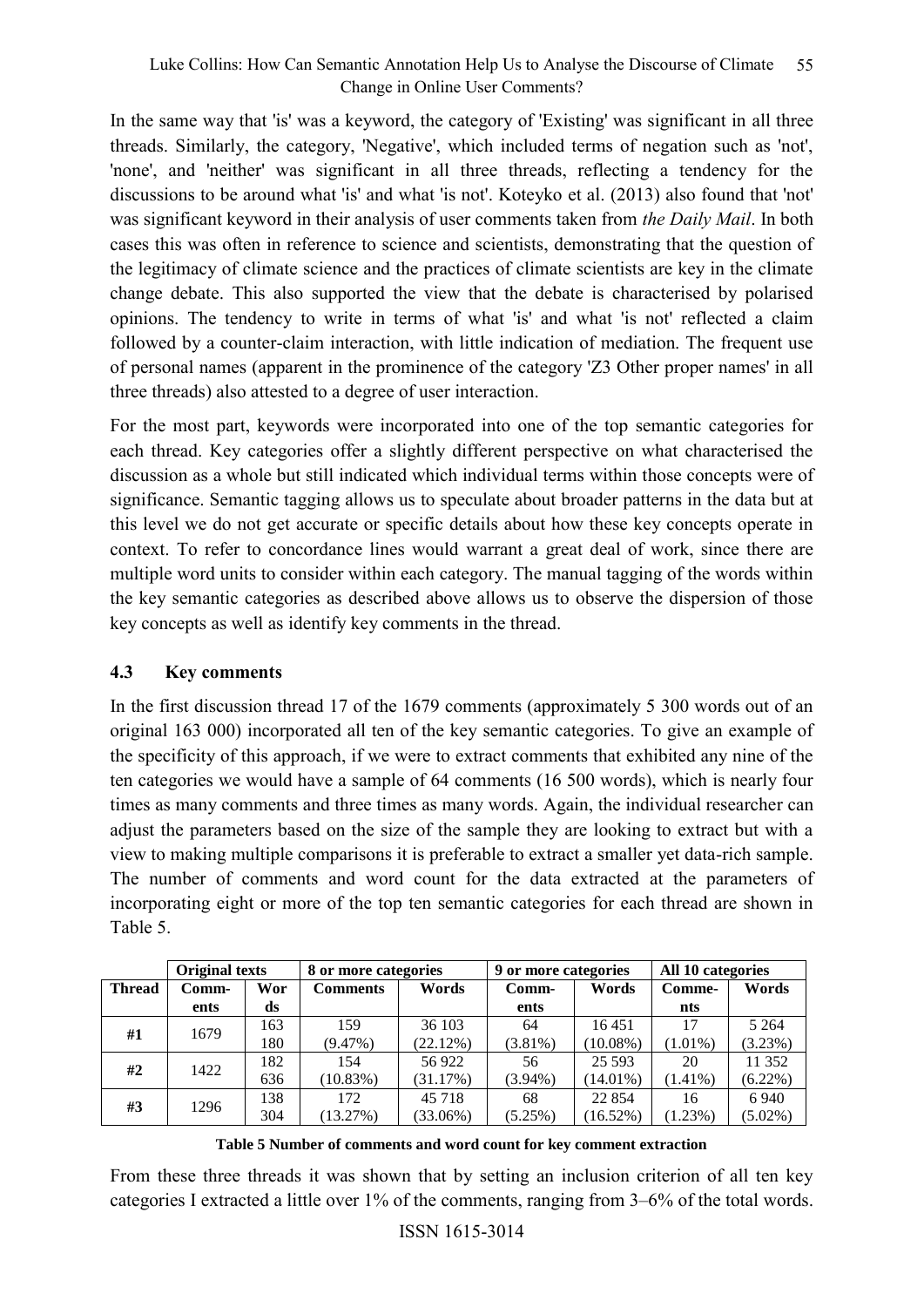In the same way that 'is' was a keyword, the category of 'Existing' was significant in all three threads. Similarly, the category, 'Negative', which included terms of negation such as 'not', 'none', and 'neither' was significant in all three threads, reflecting a tendency for the discussions to be around what 'is' and what 'is not'. Koteyko et al. (2013) also found that 'not' was significant keyword in their analysis of user comments taken from *the Daily Mail*. In both cases this was often in reference to science and scientists, demonstrating that the question of the legitimacy of climate science and the practices of climate scientists are key in the climate change debate. This also supported the view that the debate is characterised by polarised opinions. The tendency to write in terms of what 'is' and what 'is not' reflected a claim followed by a counter-claim interaction, with little indication of mediation. The frequent use of personal names (apparent in the prominence of the category 'Z3 Other proper names' in all three threads) also attested to a degree of user interaction.

For the most part, keywords were incorporated into one of the top semantic categories for each thread. Key categories offer a slightly different perspective on what characterised the discussion as a whole but still indicated which individual terms within those concepts were of significance. Semantic tagging allows us to speculate about broader patterns in the data but at this level we do not get accurate or specific details about how these key concepts operate in context. To refer to concordance lines would warrant a great deal of work, since there are multiple word units to consider within each category. The manual tagging of the words within the key semantic categories as described above allows us to observe the dispersion of those key concepts as well as identify key comments in the thread.

### 4.3 Key comments

In the first discussion thread 17 of the 1679 comments (approximately 5 300 words out of an original 163 000) incorporated all ten of the key semantic categories. To give an example of the specificity of this approach, if we were to extract comments that exhibited any nine of the ten categories we would have a sample of 64 comments (16 500 words), which is nearly four times as many comments and three times as many words. Again, the individual researcher can adjust the parameters based on the size of the sample they are looking to extract but with a view to making multiple comparisons it is preferable to extract a smaller yet data-rich sample. The number of comments and word count for the data extracted at the parameters of incorporating eight or more of the top ten semantic categories for each thread are shown in Table 5.

| | Original texts | | 8 or more categories | | 9 or more categories | | All 10 categories | |
|---|---|---|---|---|---|---|---|---|
| **Thread** | **Comments** | **Words** | **Comments** | **Words** | **Comments** | **Words** | **Comments** | **Words** |
| **#1** | 1679 | 163 180 | 159 (9.47%) | 36 103 (22.12%) | 64 (3.81%) | 16 451 (10.08%) | 17 (1.01%) | 5 264 (3.23%) |
| **#2** | 1422 | 182 636 | 154 (10.83%) | 56 922 (31.17%) | 56 (3.94%) | 25 593 (14.01%) | 20 (1.41%) | 11 352 (6.22%) |
| **#3** | 1296 | 138 304 | 172 (13.27%) | 45 718 (33.06%) | 68 (5.25%) | 22 854 (16.52%) | 16 (1.23%) | 6 940 (5.02%) |

**Table 5 Number of comments and word count for key comment extraction**

From these three threads it was shown that by setting an inclusion criterion of all ten key categories I extracted a little over 1% of the comments, ranging from 3–6% of the total words.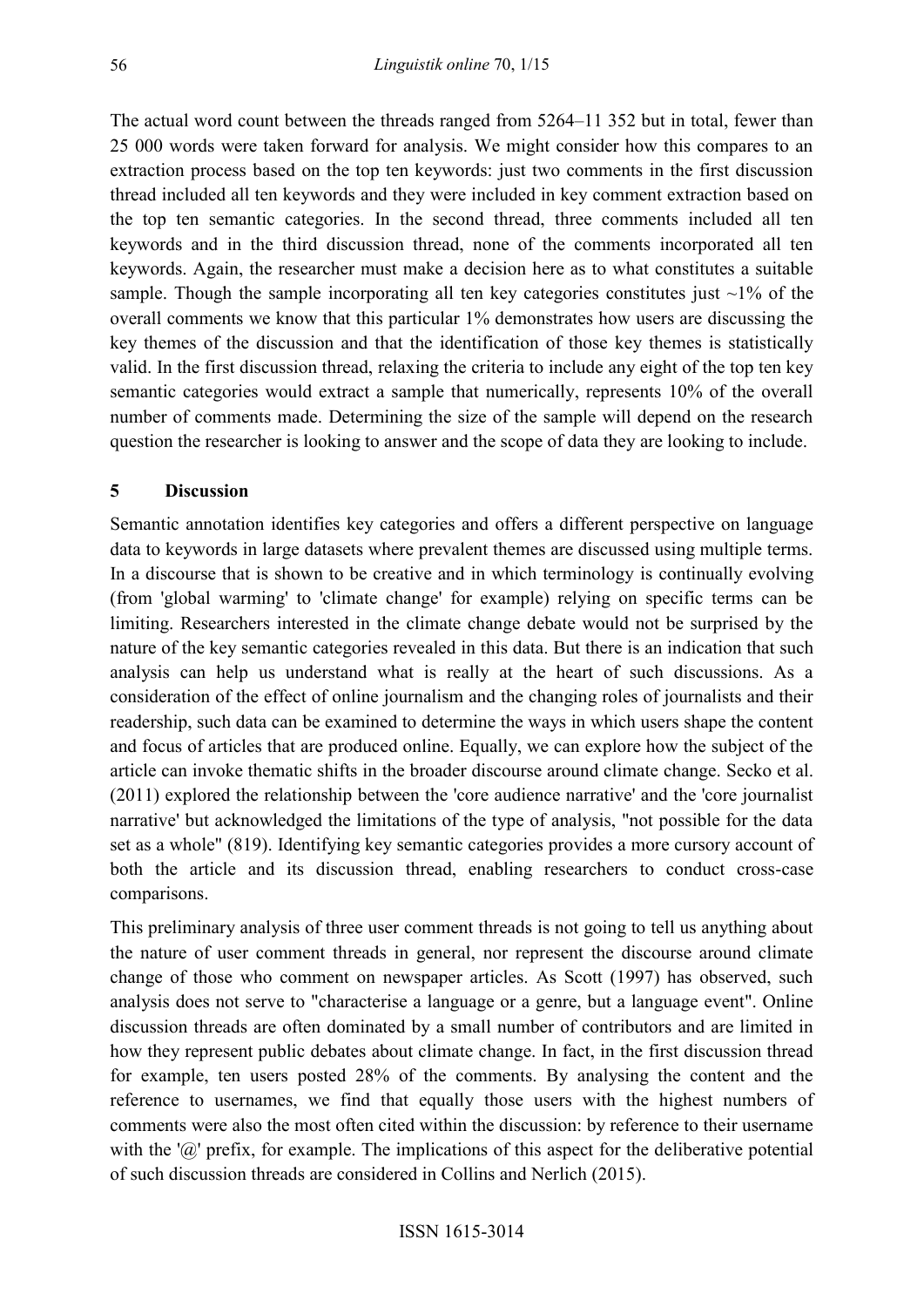The actual word count between the threads ranged from 5264–11 352 but in total, fewer than 25 000 words were taken forward for analysis. We might consider how this compares to an extraction process based on the top ten keywords: just two comments in the first discussion thread included all ten keywords and they were included in key comment extraction based on the top ten semantic categories. In the second thread, three comments included all ten keywords and in the third discussion thread, none of the comments incorporated all ten keywords. Again, the researcher must make a decision here as to what constitutes a suitable sample. Though the sample incorporating all ten key categories constitutes just ~1% of the overall comments we know that this particular 1% demonstrates how users are discussing the key themes of the discussion and that the identification of those key themes is statistically valid. In the first discussion thread, relaxing the criteria to include any eight of the top ten key semantic categories would extract a sample that numerically, represents 10% of the overall number of comments made. Determining the size of the sample will depend on the research question the researcher is looking to answer and the scope of data they are looking to include.

## 5 Discussion

Semantic annotation identifies key categories and offers a different perspective on language data to keywords in large datasets where prevalent themes are discussed using multiple terms. In a discourse that is shown to be creative and in which terminology is continually evolving (from 'global warming' to 'climate change' for example) relying on specific terms can be limiting. Researchers interested in the climate change debate would not be surprised by the nature of the key semantic categories revealed in this data. But there is an indication that such analysis can help us understand what is really at the heart of such discussions. As a consideration of the effect of online journalism and the changing roles of journalists and their readership, such data can be examined to determine the ways in which users shape the content and focus of articles that are produced online. Equally, we can explore how the subject of the article can invoke thematic shifts in the broader discourse around climate change. Secko et al. (2011) explored the relationship between the 'core audience narrative' and the 'core journalist narrative' but acknowledged the limitations of the type of analysis, "not possible for the data set as a whole" (819). Identifying key semantic categories provides a more cursory account of both the article and its discussion thread, enabling researchers to conduct cross-case comparisons.

This preliminary analysis of three user comment threads is not going to tell us anything about the nature of user comment threads in general, nor represent the discourse around climate change of those who comment on newspaper articles. As Scott (1997) has observed, such analysis does not serve to "characterise a language or a genre, but a language event". Online discussion threads are often dominated by a small number of contributors and are limited in how they represent public debates about climate change. In fact, in the first discussion thread for example, ten users posted 28% of the comments. By analysing the content and the reference to usernames, we find that equally those users with the highest numbers of comments were also the most often cited within the discussion: by reference to their username with the '@' prefix, for example. The implications of this aspect for the deliberative potential of such discussion threads are considered in Collins and Nerlich (2015).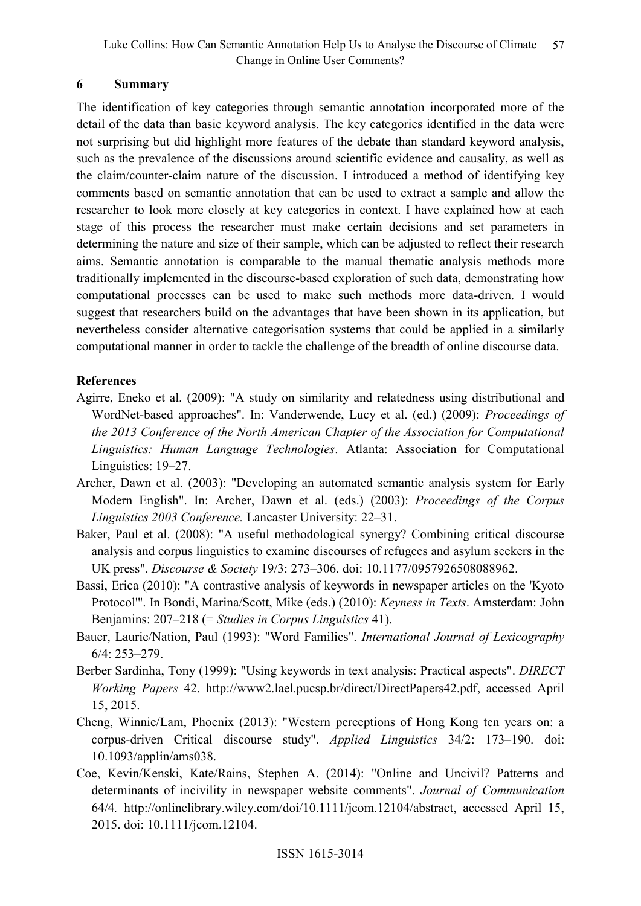## 6 Summary

The identification of key categories through semantic annotation incorporated more of the detail of the data than basic keyword analysis. The key categories identified in the data were not surprising but did highlight more features of the debate than standard keyword analysis, such as the prevalence of the discussions around scientific evidence and causality, as well as the claim/counter-claim nature of the discussion. I introduced a method of identifying key comments based on semantic annotation that can be used to extract a sample and allow the researcher to look more closely at key categories in context. I have explained how at each stage of this process the researcher must make certain decisions and set parameters in determining the nature and size of their sample, which can be adjusted to reflect their research aims. Semantic annotation is comparable to the manual thematic analysis methods more traditionally implemented in the discourse-based exploration of such data, demonstrating how computational processes can be used to make such methods more data-driven. I would suggest that researchers build on the advantages that have been shown in its application, but nevertheless consider alternative categorisation systems that could be applied in a similarly computational manner in order to tackle the challenge of the breadth of online discourse data.

## References

Agirre, Eneko et al. (2009): "A study on similarity and relatedness using distributional and WordNet-based approaches". In: Vanderwende, Lucy et al. (ed.) (2009): *Proceedings of the 2013 Conference of the North American Chapter of the Association for Computational Linguistics: Human Language Technologies*. Atlanta: Association for Computational Linguistics: 19–27.

Archer, Dawn et al. (2003): "Developing an automated semantic analysis system for Early Modern English". In: Archer, Dawn et al. (eds.) (2003): *Proceedings of the Corpus Linguistics 2003 Conference.* Lancaster University: 22–31.

Baker, Paul et al. (2008): "A useful methodological synergy? Combining critical discourse analysis and corpus linguistics to examine discourses of refugees and asylum seekers in the UK press". *Discourse & Society* 19/3: 273–306. doi: 10.1177/0957926508088962.

Bassi, Erica (2010): "A contrastive analysis of keywords in newspaper articles on the 'Kyoto Protocol'". In Bondi, Marina/Scott, Mike (eds.) (2010): *Keyness in Texts*. Amsterdam: John Benjamins: 207–218 (= *Studies in Corpus Linguistics* 41).

Bauer, Laurie/Nation, Paul (1993): "Word Families". *International Journal of Lexicography* 6/4: 253–279.

Berber Sardinha, Tony (1999): "Using keywords in text analysis: Practical aspects". *DIRECT Working Papers* 42. http://www2.lael.pucsp.br/direct/DirectPapers42.pdf, accessed April 15, 2015.

Cheng, Winnie/Lam, Phoenix (2013): "Western perceptions of Hong Kong ten years on: a corpus-driven Critical discourse study". *Applied Linguistics* 34/2: 173–190. doi: 10.1093/applin/ams038.

Coe, Kevin/Kenski, Kate/Rains, Stephen A. (2014): "Online and Uncivil? Patterns and determinants of incivility in newspaper website comments". *Journal of Communication* 64/4*.* http://onlinelibrary.wiley.com/doi/10.1111/jcom.12104/abstract, accessed April 15, 2015. doi: 10.1111/jcom.12104.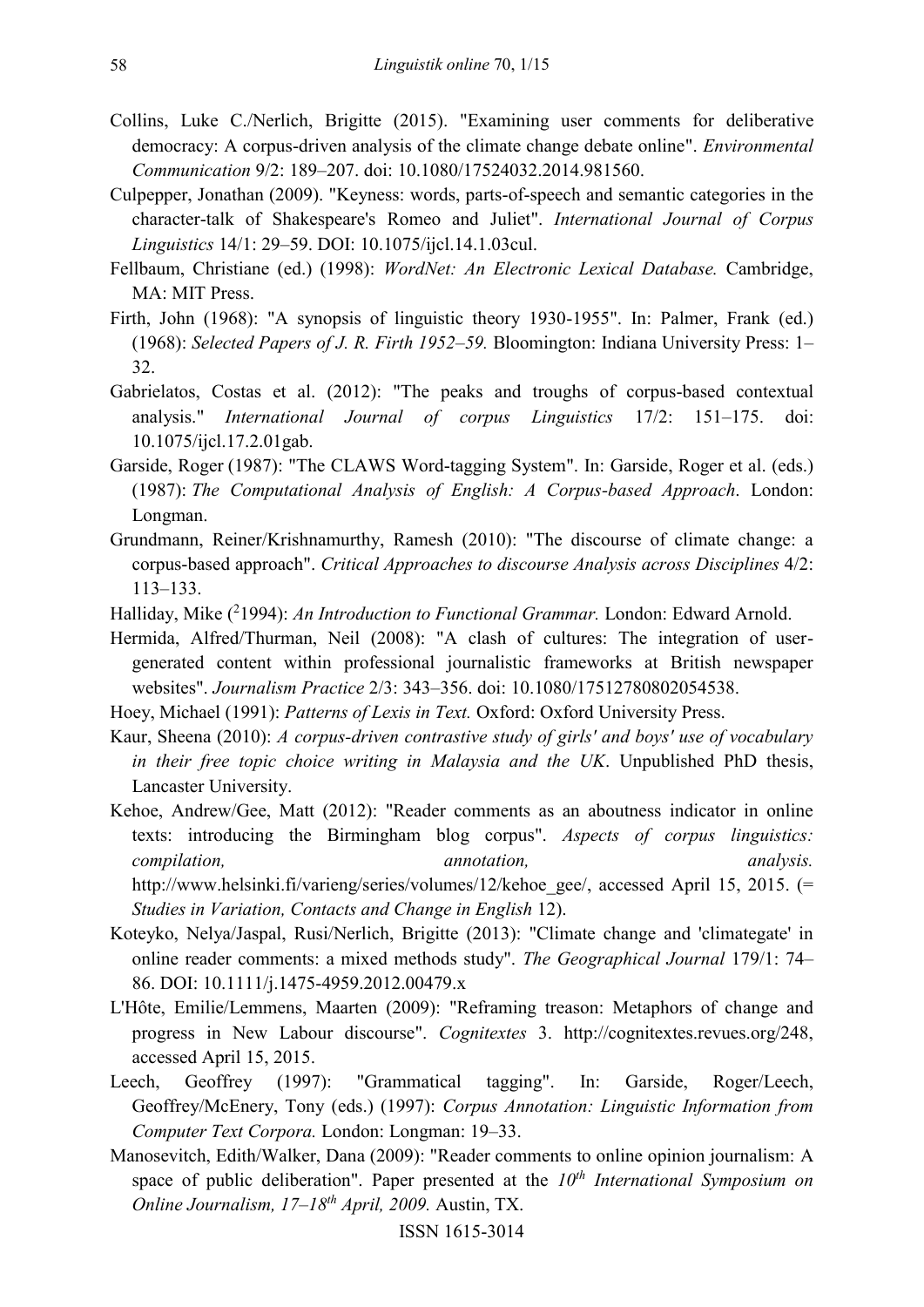Collins, Luke C./Nerlich, Brigitte (2015). "Examining user comments for deliberative democracy: A corpus-driven analysis of the climate change debate online". *Environmental Communication* 9/2: 189–207. doi: 10.1080/17524032.2014.981560.

Culpepper, Jonathan (2009). "Keyness: words, parts-of-speech and semantic categories in the character-talk of Shakespeare's Romeo and Juliet". *International Journal of Corpus Linguistics* 14/1: 29–59. DOI: 10.1075/ijcl.14.1.03cul.

Fellbaum, Christiane (ed.) (1998): *WordNet: An Electronic Lexical Database.* Cambridge, MA: MIT Press.

Firth, John (1968): "A synopsis of linguistic theory 1930-1955". In: Palmer, Frank (ed.) (1968): *Selected Papers of J. R. Firth 1952–59.* Bloomington: Indiana University Press: 1–32.

Gabrielatos, Costas et al. (2012): "The peaks and troughs of corpus-based contextual analysis." *International Journal of corpus Linguistics* 17/2: 151–175. doi: 10.1075/ijcl.17.2.01gab.

Garside, Roger (1987): "The CLAWS Word-tagging System". In: Garside, Roger et al. (eds.) (1987): *The Computational Analysis of English: A Corpus-based Approach*. London: Longman.

Grundmann, Reiner/Krishnamurthy, Ramesh (2010): "The discourse of climate change: a corpus-based approach". *Critical Approaches to discourse Analysis across Disciplines* 4/2: 113–133.

Halliday, Mike ($^{2}$1994): *An Introduction to Functional Grammar.* London: Edward Arnold.

Hermida, Alfred/Thurman, Neil (2008): "A clash of cultures: The integration of user-generated content within professional journalistic frameworks at British newspaper websites". *Journalism Practice* 2/3: 343–356. doi: 10.1080/17512780802054538.

Hoey, Michael (1991): *Patterns of Lexis in Text.* Oxford: Oxford University Press.

Kaur, Sheena (2010): *A corpus-driven contrastive study of girls' and boys' use of vocabulary in their free topic choice writing in Malaysia and the UK*. Unpublished PhD thesis, Lancaster University.

Kehoe, Andrew/Gee, Matt (2012): "Reader comments as an aboutness indicator in online texts: introducing the Birmingham blog corpus". *Aspects of corpus linguistics: compilation, annotation, analysis.* http://www.helsinki.fi/varieng/series/volumes/12/kehoe_gee/, accessed April 15, 2015. (= *Studies in Variation, Contacts and Change in English* 12).

Koteyko, Nelya/Jaspal, Rusi/Nerlich, Brigitte (2013): "Climate change and 'climategate' in online reader comments: a mixed methods study". *The Geographical Journal* 179/1: 74–86. DOI: 10.1111/j.1475-4959.2012.00479.x

L'Hôte, Emilie/Lemmens, Maarten (2009): "Reframing treason: Metaphors of change and progress in New Labour discourse". *Cognitextes* 3. http://cognitextes.revues.org/248, accessed April 15, 2015.

Leech, Geoffrey (1997): "Grammatical tagging". In: Garside, Roger/Leech, Geoffrey/McEnery, Tony (eds.) (1997): *Corpus Annotation: Linguistic Information from Computer Text Corpora.* London: Longman: 19–33.

Manosevitch, Edith/Walker, Dana (2009): "Reader comments to online opinion journalism: A space of public deliberation". Paper presented at the *10th International Symposium on Online Journalism, 17–18th April, 2009.* Austin, TX.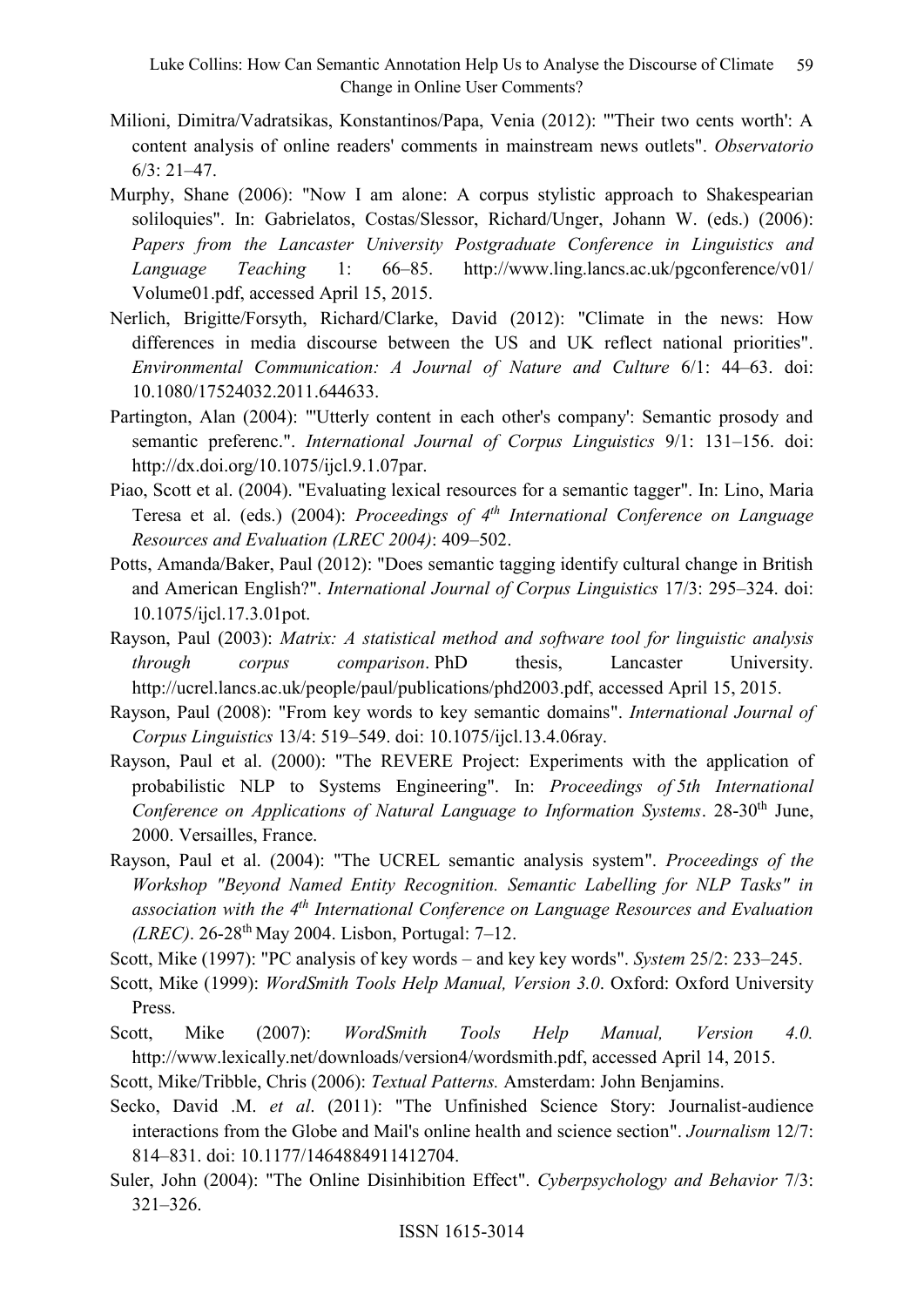Milioni, Dimitra/Vadratsikas, Konstantinos/Papa, Venia (2012): "'Their two cents worth': A content analysis of online readers' comments in mainstream news outlets". *Observatorio* 6/3: 21–47.

Murphy, Shane (2006): "Now I am alone: A corpus stylistic approach to Shakespearian soliloquies". In: Gabrielatos, Costas/Slessor, Richard/Unger, Johann W. (eds.) (2006): *Papers from the Lancaster University Postgraduate Conference in Linguistics and Language Teaching* 1: 66–85. http://www.ling.lancs.ac.uk/pgconference/v01/Volume01.pdf, accessed April 15, 2015.

Nerlich, Brigitte/Forsyth, Richard/Clarke, David (2012): "Climate in the news: How differences in media discourse between the US and UK reflect national priorities". *Environmental Communication: A Journal of Nature and Culture* 6/1: 44–63. doi: 10.1080/17524032.2011.644633.

Partington, Alan (2004): "'Utterly content in each other's company': Semantic prosody and semantic preferenc.". *International Journal of Corpus Linguistics* 9/1: 131–156. doi: http://dx.doi.org/10.1075/ijcl.9.1.07par.

Piao, Scott et al. (2004). "Evaluating lexical resources for a semantic tagger". In: Lino, Maria Teresa et al. (eds.) (2004): *Proceedings of 4th International Conference on Language Resources and Evaluation (LREC 2004)*: 409–502.

Potts, Amanda/Baker, Paul (2012): "Does semantic tagging identify cultural change in British and American English?". *International Journal of Corpus Linguistics* 17/3: 295–324. doi: 10.1075/ijcl.17.3.01pot.

Rayson, Paul (2003): *Matrix: A statistical method and software tool for linguistic analysis through corpus comparison*. PhD thesis, Lancaster University. http://ucrel.lancs.ac.uk/people/paul/publications/phd2003.pdf, accessed April 15, 2015.

Rayson, Paul (2008): "From key words to key semantic domains". *International Journal of Corpus Linguistics* 13/4: 519–549. doi: 10.1075/ijcl.13.4.06ray.

Rayson, Paul et al. (2000): "The REVERE Project: Experiments with the application of probabilistic NLP to Systems Engineering". In: *Proceedings of 5th International Conference on Applications of Natural Language to Information Systems*. 28-30th June, 2000. Versailles, France.

Rayson, Paul et al. (2004): "The UCREL semantic analysis system". *Proceedings of the Workshop "Beyond Named Entity Recognition. Semantic Labelling for NLP Tasks" in association with the 4th International Conference on Language Resources and Evaluation (LREC)*. 26-28th May 2004. Lisbon, Portugal: 7–12.

Scott, Mike (1997): "PC analysis of key words – and key key words". *System* 25/2: 233–245.

Scott, Mike (1999): *WordSmith Tools Help Manual, Version 3.0*. Oxford: Oxford University Press.

Scott, Mike (2007): *WordSmith Tools Help Manual, Version 4.0.* http://www.lexically.net/downloads/version4/wordsmith.pdf, accessed April 14, 2015.

Scott, Mike/Tribble, Chris (2006): *Textual Patterns.* Amsterdam: John Benjamins.

Secko, David .M. *et al*. (2011): "The Unfinished Science Story: Journalist-audience interactions from the Globe and Mail's online health and science section". *Journalism* 12/7: 814–831. doi: 10.1177/1464884911412704.

Suler, John (2004): "The Online Disinhibition Effect". *Cyberpsychology and Behavior* 7/3: 321–326.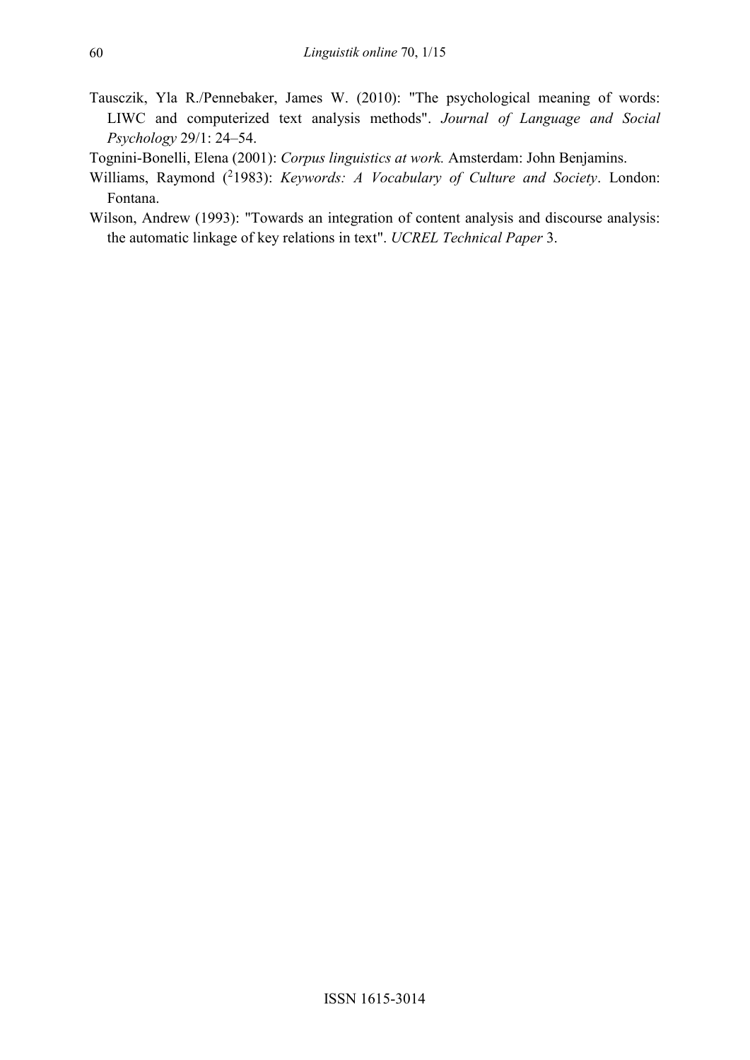Tausczik, Yla R./Pennebaker, James W. (2010): "The psychological meaning of words: LIWC and computerized text analysis methods". *Journal of Language and Social Psychology* 29/1: 24–54.

Tognini-Bonelli, Elena (2001): *Corpus linguistics at work.* Amsterdam: John Benjamins.

Williams, Raymond ($^{2}$1983): *Keywords: A Vocabulary of Culture and Society*. London: Fontana.

Wilson, Andrew (1993): "Towards an integration of content analysis and discourse analysis: the automatic linkage of key relations in text". *UCREL Technical Paper* 3.